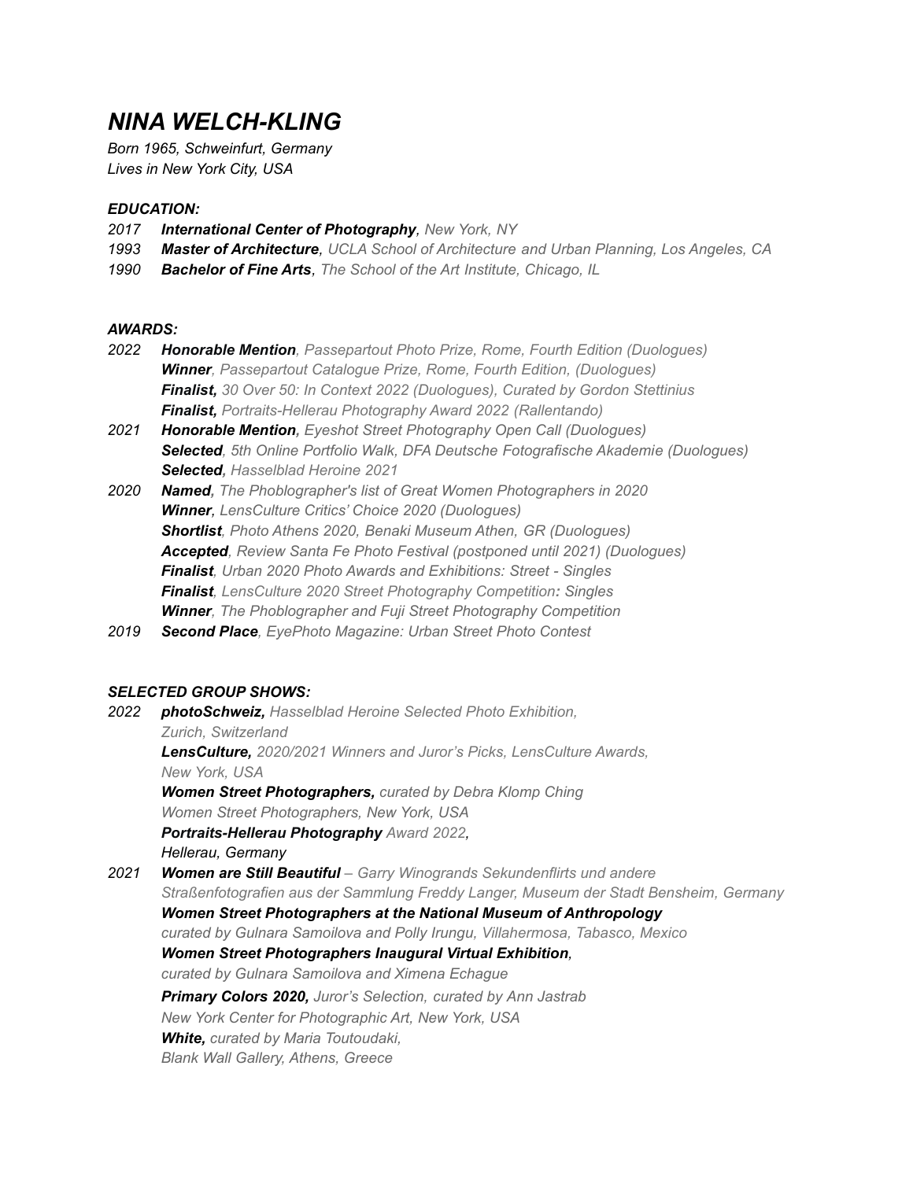# *NINA WELCH-KLING*

*Born 1965, Schweinfurt, Germany*
*Lives in New York City, USA*

### *EDUCATION:*

*2017* ***International Center of Photography****, New York, NY*
*1993* ***Master of Architecture****, UCLA School of Architecture and Urban Planning, Los Angeles, CA*
*1990* ***Bachelor of Fine Arts****, The School of the Art Institute, Chicago, IL*

### *AWARDS:*

*2022* ***Honorable Mention****, Passepartout Photo Prize, Rome, Fourth Edition (Duologues)*
***Winner****, Passepartout Catalogue Prize, Rome, Fourth Edition, (Duologues)*
***Finalist,*** *30 Over 50: In Context 2022 (Duologues), Curated by Gordon Stettinius*
***Finalist,*** *Portraits-Hellerau Photography Award 2022 (Rallentando)*

*2021* ***Honorable Mention****, Eyeshot Street Photography Open Call (Duologues)*
***Selected****, 5th Online Portfolio Walk, DFA Deutsche Fotografische Akademie (Duologues)*
***Selected****, Hasselblad Heroine 2021*

*2020* ***Named****, The Phoblographer's list of Great Women Photographers in 2020*
***Winner****, LensCulture Critics' Choice 2020 (Duologues)*
***Shortlist****, Photo Athens 2020, Benaki Museum Athen, GR (Duologues)*
***Accepted****, Review Santa Fe Photo Festival (postponed until 2021) (Duologues)*
***Finalist****, Urban 2020 Photo Awards and Exhibitions: Street - Singles*
***Finalist****, LensCulture 2020 Street Photography Competition**:** Singles*
***Winner****, The Phoblographer and Fuji Street Photography Competition*

*2019* ***Second Place****, EyePhoto Magazine: Urban Street Photo Contest*

### *SELECTED GROUP SHOWS:*

*2022* ***photoSchweiz,*** *Hasselblad Heroine Selected Photo Exhibition,*
*Zurich, Switzerland*
***LensCulture,*** *2020/2021 Winners and Juror's Picks, LensCulture Awards,*
*New York, USA*
***Women Street Photographers,*** *curated by Debra Klomp Ching*
*Women Street Photographers, New York, USA*
***Portraits-Hellerau Photography*** *Award 2022**,***
*Hellerau, Germany*

*2021* ***Women are Still Beautiful*** *– Garry Winogrands Sekundenflirts und andere Straßenfotografien aus der Sammlung Freddy Langer, Museum der Stadt Bensheim, Germany*
***Women Street Photographers at the National Museum of Anthropology***
*curated by Gulnara Samoilova and Polly Irungu, Villahermosa, Tabasco, Mexico*
***Women Street Photographers Inaugural Virtual Exhibition****,*
*curated by Gulnara Samoilova and Ximena Echague*
***Primary Colors 2020,*** *Juror's Selection, curated by Ann Jastrab*
*New York Center for Photographic Art, New York, USA*
***White,*** *curated by Maria Toutoudaki,*
*Blank Wall Gallery, Athens, Greece*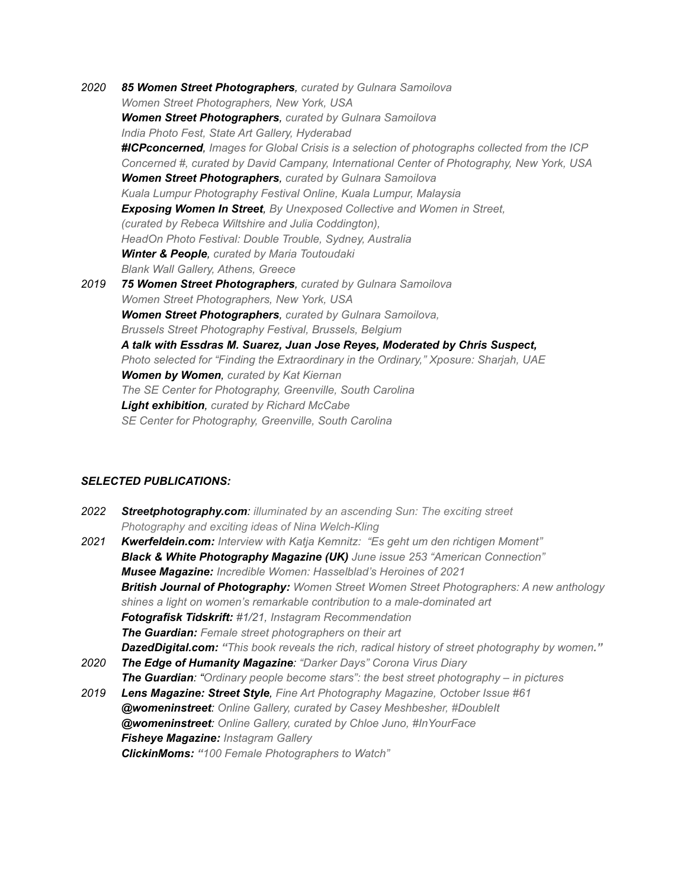2020 ***85 Women Street Photographers****, curated by Gulnara Samoilova*
*Women Street Photographers, New York, USA*
***Women Street Photographers****, curated by Gulnara Samoilova*
*India Photo Fest, State Art Gallery, Hyderabad*
***#ICPconcerned****, Images for Global Crisis is a selection of photographs collected from the ICP Concerned #, curated by David Campany, International Center of Photography, New York, USA*
***Women Street Photographers****, curated by Gulnara Samoilova*
*Kuala Lumpur Photography Festival Online, Kuala Lumpur, Malaysia*
***Exposing Women In Street****, By Unexposed Collective and Women in Street, (curated by Rebeca Wiltshire and Julia Coddington),*
*HeadOn Photo Festival: Double Trouble, Sydney, Australia*
***Winter & People****, curated by Maria Toutoudaki*
*Blank Wall Gallery, Athens, Greece*

2019 ***75 Women Street Photographers****, curated by Gulnara Samoilova*
*Women Street Photographers, New York, USA*
***Women Street Photographers****, curated by Gulnara Samoilova,*
*Brussels Street Photography Festival, Brussels, Belgium*
***A talk with Essdras M. Suarez, Juan Jose Reyes, Moderated by Chris Suspect,***
*Photo selected for "Finding the Extraordinary in the Ordinary," Xposure: Sharjah, UAE*
***Women by Women****, curated by Kat Kiernan*
*The SE Center for Photography, Greenville, South Carolina*
***Light exhibition****, curated by Richard McCabe*
*SE Center for Photography, Greenville, South Carolina*

***SELECTED PUBLICATIONS:***

2022 ***Streetphotography.com****: illuminated by an ascending Sun: The exciting street Photography and exciting ideas of Nina Welch-Kling*

2021 ***Kwerfeldein.com:*** *Interview with Katja Kemnitz: "Es geht um den richtigen Moment"*
***Black & White Photography Magazine (UK)*** *June issue 253 "American Connection"*
***Musee Magazine:*** *Incredible Women: Hasselblad's Heroines of 2021*
***British Journal of Photography:*** *Women Street Women Street Photographers: A new anthology shines a light on women's remarkable contribution to a male-dominated art*
***Fotografisk Tidskrift:*** *#1/21, Instagram Recommendation*
***The Guardian:*** *Female street photographers on their art*
***DazedDigital.com:*** *"This book reveals the rich, radical history of street photography by women."*

2020 ***The Edge of Humanity Magazine****: "Darker Days" Corona Virus Diary*
***The Guardian****: "Ordinary people become stars": the best street photography – in pictures*

2019 ***Lens Magazine: Street Style****, Fine Art Photography Magazine, October Issue #61*
***@womeninstreet****: Online Gallery, curated by Casey Meshbesher, #DoubleIt*
***@womeninstreet****: Online Gallery, curated by Chloe Juno, #InYourFace*
***Fisheye Magazine:*** *Instagram Gallery*
***ClickinMoms:*** *"100 Female Photographers to Watch"*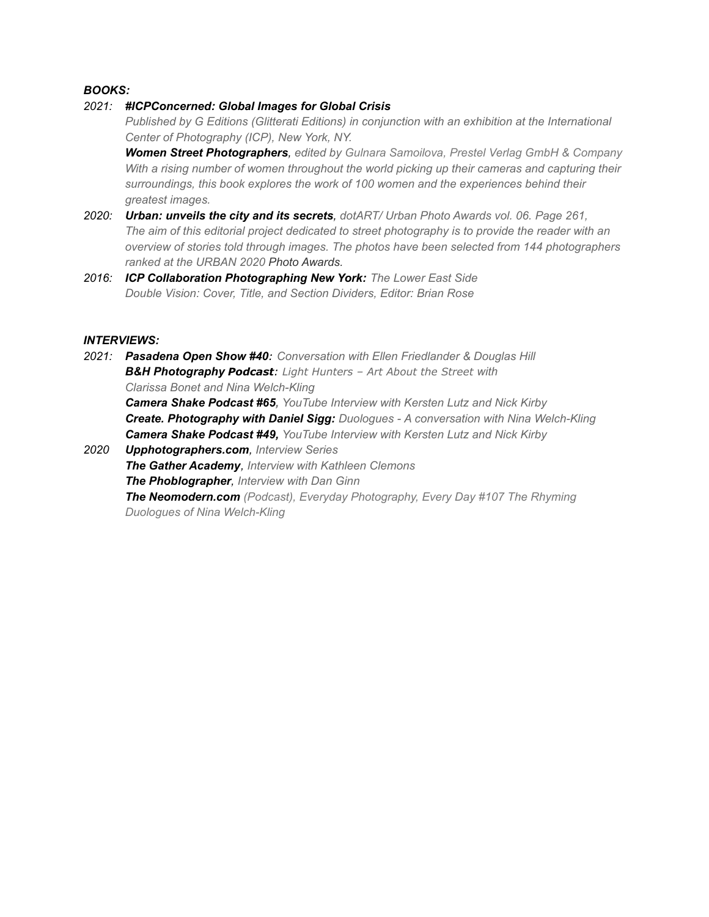***BOOKS:***

*2021:* ***#ICPConcerned: Global Images for Global Crisis***
*Published by G Editions (Glitterati Editions) in conjunction with an exhibition at the International Center of Photography (ICP), New York, NY.*
***Women Street Photographers****, edited by Gulnara Samoilova, Prestel Verlag GmbH & Company With a rising number of women throughout the world picking up their cameras and capturing their surroundings, this book explores the work of 100 women and the experiences behind their greatest images.*

*2020:* ***Urban: unveils the city and its secrets****, dotART/ Urban Photo Awards vol. 06. Page 261, The aim of this editorial project dedicated to street photography is to provide the reader with an overview of stories told through images. The photos have been selected from 144 photographers ranked at the URBAN 2020 Photo Awards.*

*2016:* ***ICP Collaboration Photographing New York:*** *The Lower East Side*
*Double Vision: Cover, Title, and Section Dividers, Editor: Brian Rose*

***INTERVIEWS:***

*2021:* ***Pasadena Open Show #40****: Conversation with Ellen Friedlander & Douglas Hill*
***B&H Photography Podcast****: Light Hunters – Art About the Street with Clarissa Bonet and Nina Welch-Kling*
***Camera Shake Podcast #65****, YouTube Interview with Kersten Lutz and Nick Kirby*
***Create. Photography with Daniel Sigg:*** *Duologues - A conversation with Nina Welch-Kling*
***Camera Shake Podcast #49,*** *YouTube Interview with Kersten Lutz and Nick Kirby*

*2020* ***Upphotographers.com****, Interview Series*
***The Gather Academy****, Interview with Kathleen Clemons*
***The Phoblographer****, Interview with Dan Ginn*
***The Neomodern.com*** *(Podcast), Everyday Photography, Every Day #107 The Rhyming Duologues of Nina Welch-Kling*